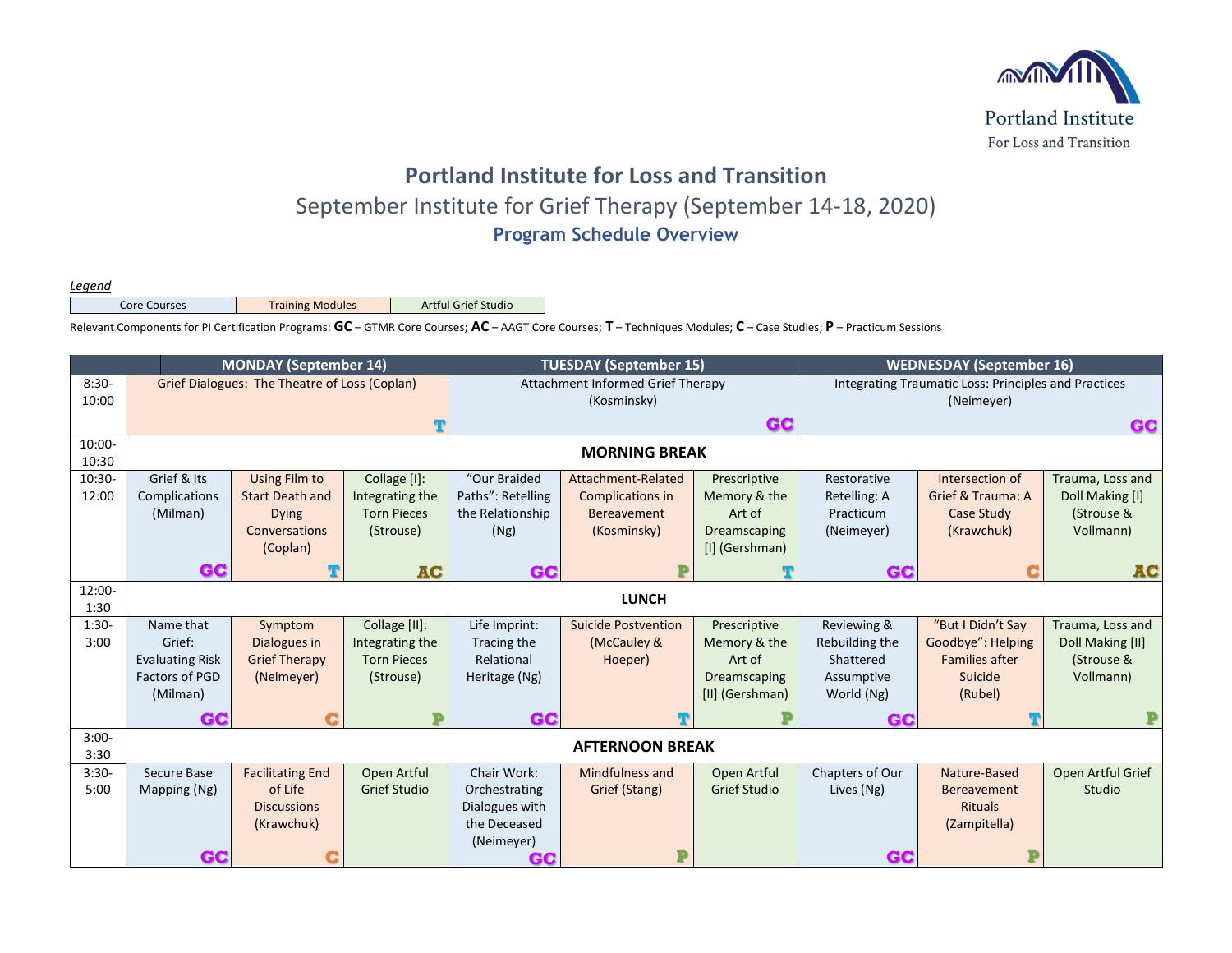Portland Institute
For Loss and Transition

# Portland Institute for Loss and Transition

## September Institute for Grief Therapy (September 14-18, 2020)

### Program Schedule Overview

*Legend*

| Core Courses | Training Modules | Artful Grief Studio |
|---|---|---|

Relevant Components for PI Certification Programs: **GC** – GTMR Core Courses; **AC** – AAGT Core Courses; **T** – Techniques Modules; **C** – Case Studies; **P** – Practicum Sessions

| | MONDAY (September 14) | | | TUESDAY (September 15) | | | WEDNESDAY (September 16) | | |
|---|---|---|---|---|---|---|---|---|---|
| 8:30-10:00 | Grief Dialogues: The Theatre of Loss (Coplan) T | | | Attachment Informed Grief Therapy (Kosminsky) GC | | | Integrating Traumatic Loss: Principles and Practices (Neimeyer) GC | | |
| 10:00-10:30 | MORNING BREAK | | | | | | | | |
| 10:30-12:00 | Grief & Its Complications (Milman) GC | Using Film to Start Death and Dying Conversations (Coplan) T | Collage [I]: Integrating the Torn Pieces (Strouse) AC | "Our Braided Paths": Retelling the Relationship (Ng) GC | Attachment-Related Complications in Bereavement (Kosminsky) P | Prescriptive Memory & the Art of Dreamscaping [I] (Gershman) T | Restorative Retelling: A Practicum (Neimeyer) GC | Intersection of Grief & Trauma: A Case Study (Krawchuk) C | Trauma, Loss and Doll Making [I] (Strouse & Vollmann) AC |
| 12:00-1:30 | LUNCH | | | | | | | | |
| 1:30-3:00 | Name that Grief: Evaluating Risk Factors of PGD (Milman) GC | Symptom Dialogues in Grief Therapy (Neimeyer) C | Collage [II]: Integrating the Torn Pieces (Strouse) P | Life Imprint: Tracing the Relational Heritage (Ng) GC | Suicide Postvention (McCauley & Hoeper) T | Prescriptive Memory & the Art of Dreamscaping [II] (Gershman) P | Reviewing & Rebuilding the Shattered Assumptive World (Ng) GC | "But I Didn't Say Goodbye": Helping Families after Suicide (Rubel) T | Trauma, Loss and Doll Making [II] (Strouse & Vollmann) P |
| 3:00-3:30 | AFTERNOON BREAK | | | | | | | | |
| 3:30-5:00 | Secure Base Mapping (Ng) GC | Facilitating End of Life Discussions (Krawchuk) C | Open Artful Grief Studio | Chair Work: Orchestrating Dialogues with the Deceased (Neimeyer) GC | Mindfulness and Grief (Stang) P | Open Artful Grief Studio | Chapters of Our Lives (Ng) GC | Nature-Based Bereavement Rituals (Zampitella) P | Open Artful Grief Studio |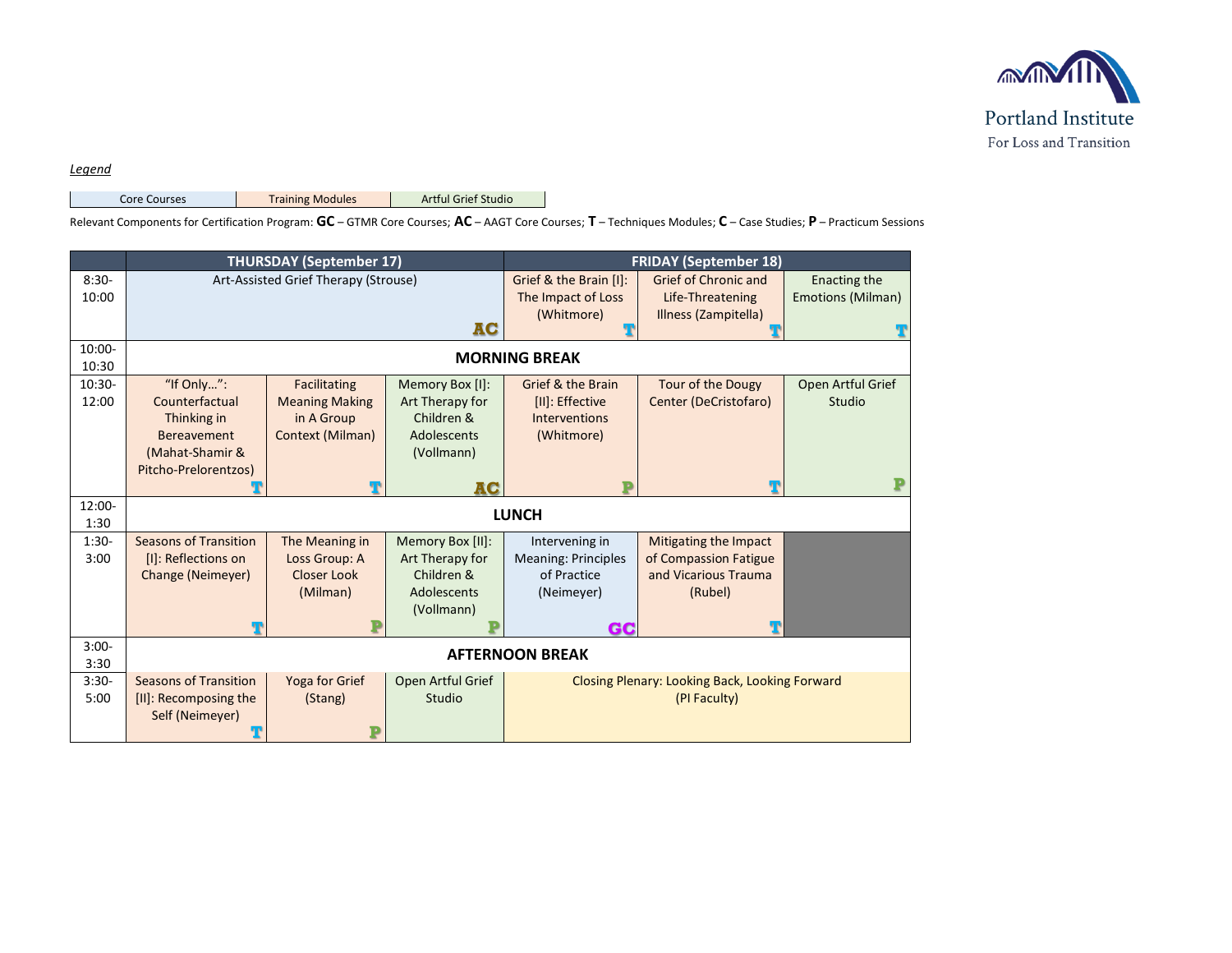Portland Institute
For Loss and Transition

*Legend*

| Core Courses | Training Modules | Artful Grief Studio |
|---|---|---|

Relevant Components for Certification Program: **GC** – GTMR Core Courses; **AC** – AAGT Core Courses; **T** – Techniques Modules; **C** – Case Studies; **P** – Practicum Sessions

| | THURSDAY (September 17) | | | FRIDAY (September 18) | | |
|---|---|---|---|---|---|---|
| 8:30-10:00 | Art-Assisted Grief Therapy (Strouse) AC | | | Grief & the Brain [I]: The Impact of Loss (Whitmore) T | Grief of Chronic and Life-Threatening Illness (Zampitella) T | Enacting the Emotions (Milman) T |
| 10:00-10:30 | **MORNING BREAK** | | | | | |
| 10:30-12:00 | "If Only…": Counterfactual Thinking in Bereavement (Mahat-Shamir & Pitcho-Prelorentzos) T | Facilitating Meaning Making in A Group Context (Milman) T | Memory Box [I]: Art Therapy for Children & Adolescents (Vollmann) AC | Grief & the Brain [II]: Effective Interventions (Whitmore) P | Tour of the Dougy Center (DeCristofaro) T | Open Artful Grief Studio P |
| 12:00-1:30 | **LUNCH** | | | | | |
| 1:30-3:00 | Seasons of Transition [I]: Reflections on Change (Neimeyer) T | The Meaning in Loss Group: A Closer Look (Milman) P | Memory Box [II]: Art Therapy for Children & Adolescents (Vollmann) P | Intervening in Meaning: Principles of Practice (Neimeyer) GC | Mitigating the Impact of Compassion Fatigue and Vicarious Trauma (Rubel) T | |
| 3:00-3:30 | **AFTERNOON BREAK** | | | | | |
| 3:30-5:00 | Seasons of Transition [II]: Recomposing the Self (Neimeyer) T | Yoga for Grief (Stang) P | Open Artful Grief Studio | Closing Plenary: Looking Back, Looking Forward (PI Faculty) | | |